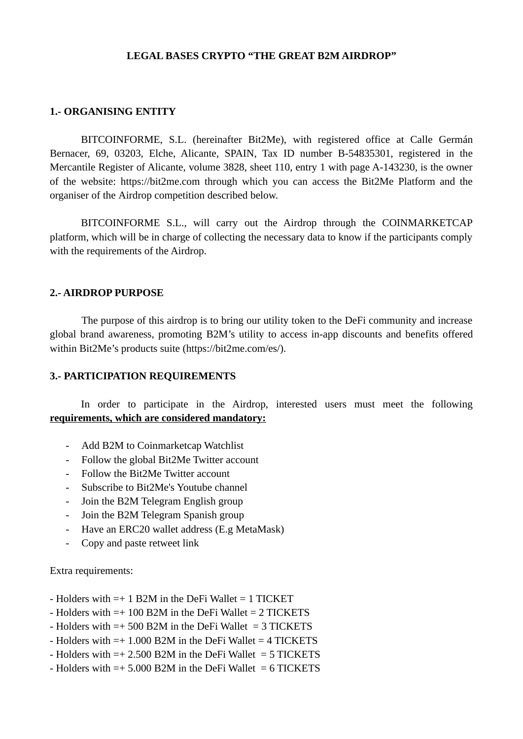# LEGAL BASES CRYPTO "THE GREAT B2M AIRDROP"

## 1.- ORGANISING ENTITY

BITCOINFORME, S.L. (hereinafter Bit2Me), with registered office at Calle Germán Bernacer, 69, 03203, Elche, Alicante, SPAIN, Tax ID number B-54835301, registered in the Mercantile Register of Alicante, volume 3828, sheet 110, entry 1 with page A-143230, is the owner of the website: https://bit2me.com through which you can access the Bit2Me Platform and the organiser of the Airdrop competition described below.

BITCOINFORME S.L., will carry out the Airdrop through the COINMARKETCAP platform, which will be in charge of collecting the necessary data to know if the participants comply with the requirements of the Airdrop.

## 2.- AIRDROP PURPOSE

The purpose of this airdrop is to bring our utility token to the DeFi community and increase global brand awareness, promoting B2M's utility to access in-app discounts and benefits offered within Bit2Me's products suite (https://bit2me.com/es/).

## 3.- PARTICIPATION REQUIREMENTS

In order to participate in the Airdrop, interested users must meet the following **requirements, which are considered mandatory:**

- Add B2M to Coinmarketcap Watchlist
- Follow the global Bit2Me Twitter account
- Follow the Bit2Me Twitter account
- Subscribe to Bit2Me's Youtube channel
- Join the B2M Telegram English group
- Join the B2M Telegram Spanish group
- Have an ERC20 wallet address (E.g MetaMask)
- Copy and paste retweet link

Extra requirements:

- Holders with =+ 1 B2M in the DeFi Wallet = 1 TICKET
- Holders with =+ 100 B2M in the DeFi Wallet = 2 TICKETS
- Holders with =+ 500 B2M in the DeFi Wallet = 3 TICKETS
- Holders with =+ 1.000 B2M in the DeFi Wallet = 4 TICKETS
- Holders with =+ 2.500 B2M in the DeFi Wallet = 5 TICKETS
- Holders with =+ 5.000 B2M in the DeFi Wallet = 6 TICKETS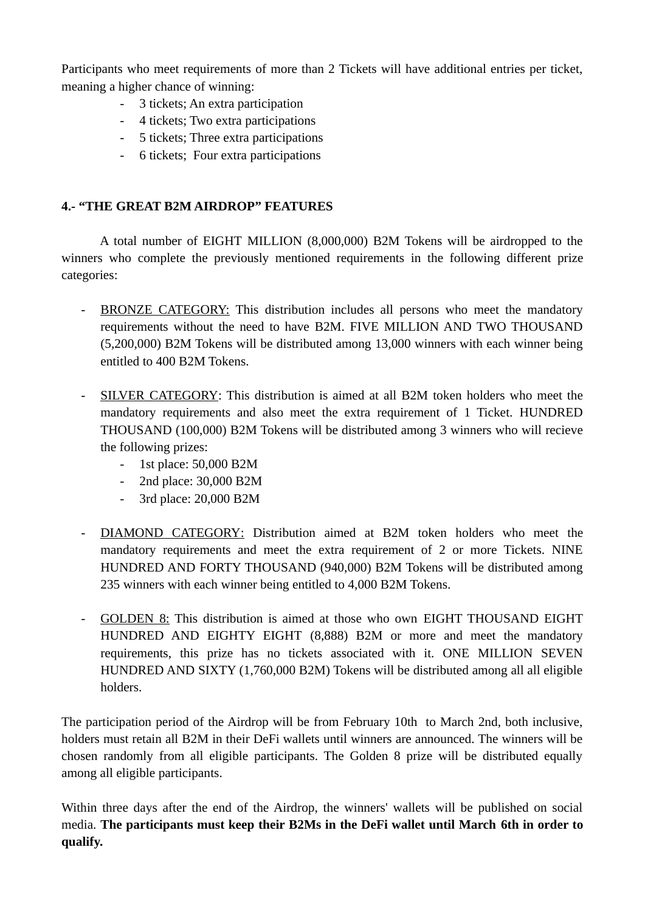Participants who meet requirements of more than 2 Tickets will have additional entries per ticket, meaning a higher chance of winning:

- 3 tickets; An extra participation
- 4 tickets; Two extra participations
- 5 tickets; Three extra participations
- 6 tickets; Four extra participations

**4.- "THE GREAT B2M AIRDROP" FEATURES**

A total number of EIGHT MILLION (8,000,000) B2M Tokens will be airdropped to the winners who complete the previously mentioned requirements in the following different prize categories:

- BRONZE CATEGORY: This distribution includes all persons who meet the mandatory requirements without the need to have B2M. FIVE MILLION AND TWO THOUSAND (5,200,000) B2M Tokens will be distributed among 13,000 winners with each winner being entitled to 400 B2M Tokens.

- SILVER CATEGORY: This distribution is aimed at all B2M token holders who meet the mandatory requirements and also meet the extra requirement of 1 Ticket. HUNDRED THOUSAND (100,000) B2M Tokens will be distributed among 3 winners who will recieve the following prizes:
  - 1st place: 50,000 B2M
  - 2nd place: 30,000 B2M
  - 3rd place: 20,000 B2M

- DIAMOND CATEGORY: Distribution aimed at B2M token holders who meet the mandatory requirements and meet the extra requirement of 2 or more Tickets. NINE HUNDRED AND FORTY THOUSAND (940,000) B2M Tokens will be distributed among 235 winners with each winner being entitled to 4,000 B2M Tokens.

- GOLDEN 8: This distribution is aimed at those who own EIGHT THOUSAND EIGHT HUNDRED AND EIGHTY EIGHT (8,888) B2M or more and meet the mandatory requirements, this prize has no tickets associated with it. ONE MILLION SEVEN HUNDRED AND SIXTY (1,760,000 B2M) Tokens will be distributed among all all eligible holders.

The participation period of the Airdrop will be from February 10th to March 2nd, both inclusive, holders must retain all B2M in their DeFi wallets until winners are announced. The winners will be chosen randomly from all eligible participants. The Golden 8 prize will be distributed equally among all eligible participants.

Within three days after the end of the Airdrop, the winners' wallets will be published on social media. **The participants must keep their B2Ms in the DeFi wallet until March 6th in order to qualify.**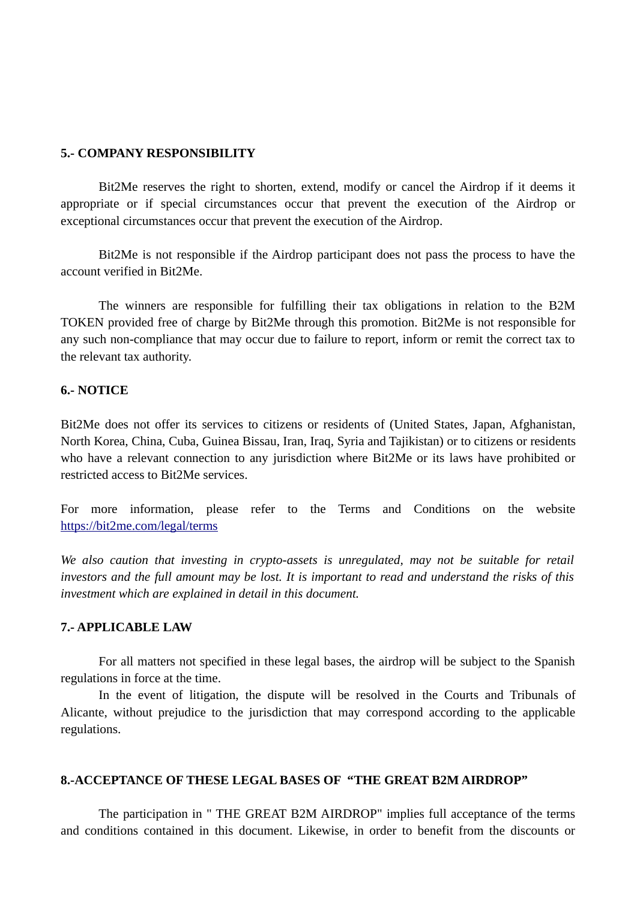**5.- COMPANY RESPONSIBILITY**

Bit2Me reserves the right to shorten, extend, modify or cancel the Airdrop if it deems it appropriate or if special circumstances occur that prevent the execution of the Airdrop or exceptional circumstances occur that prevent the execution of the Airdrop.

Bit2Me is not responsible if the Airdrop participant does not pass the process to have the account verified in Bit2Me.

The winners are responsible for fulfilling their tax obligations in relation to the B2M TOKEN provided free of charge by Bit2Me through this promotion. Bit2Me is not responsible for any such non-compliance that may occur due to failure to report, inform or remit the correct tax to the relevant tax authority.

**6.- NOTICE**

Bit2Me does not offer its services to citizens or residents of (United States, Japan, Afghanistan, North Korea, China, Cuba, Guinea Bissau, Iran, Iraq, Syria and Tajikistan) or to citizens or residents who have a relevant connection to any jurisdiction where Bit2Me or its laws have prohibited or restricted access to Bit2Me services.

For more information, please refer to the Terms and Conditions on the website [https://bit2me.com/legal/terms](https://bit2me.com/legal/terms)

*We also caution that investing in crypto-assets is unregulated, may not be suitable for retail investors and the full amount may be lost. It is important to read and understand the risks of this investment which are explained in detail in this document.*

**7.- APPLICABLE LAW**

For all matters not specified in these legal bases, the airdrop will be subject to the Spanish regulations in force at the time.

In the event of litigation, the dispute will be resolved in the Courts and Tribunals of Alicante, without prejudice to the jurisdiction that may correspond according to the applicable regulations.

**8.-ACCEPTANCE OF THESE LEGAL BASES OF "THE GREAT B2M AIRDROP"**

The participation in " THE GREAT B2M AIRDROP" implies full acceptance of the terms and conditions contained in this document. Likewise, in order to benefit from the discounts or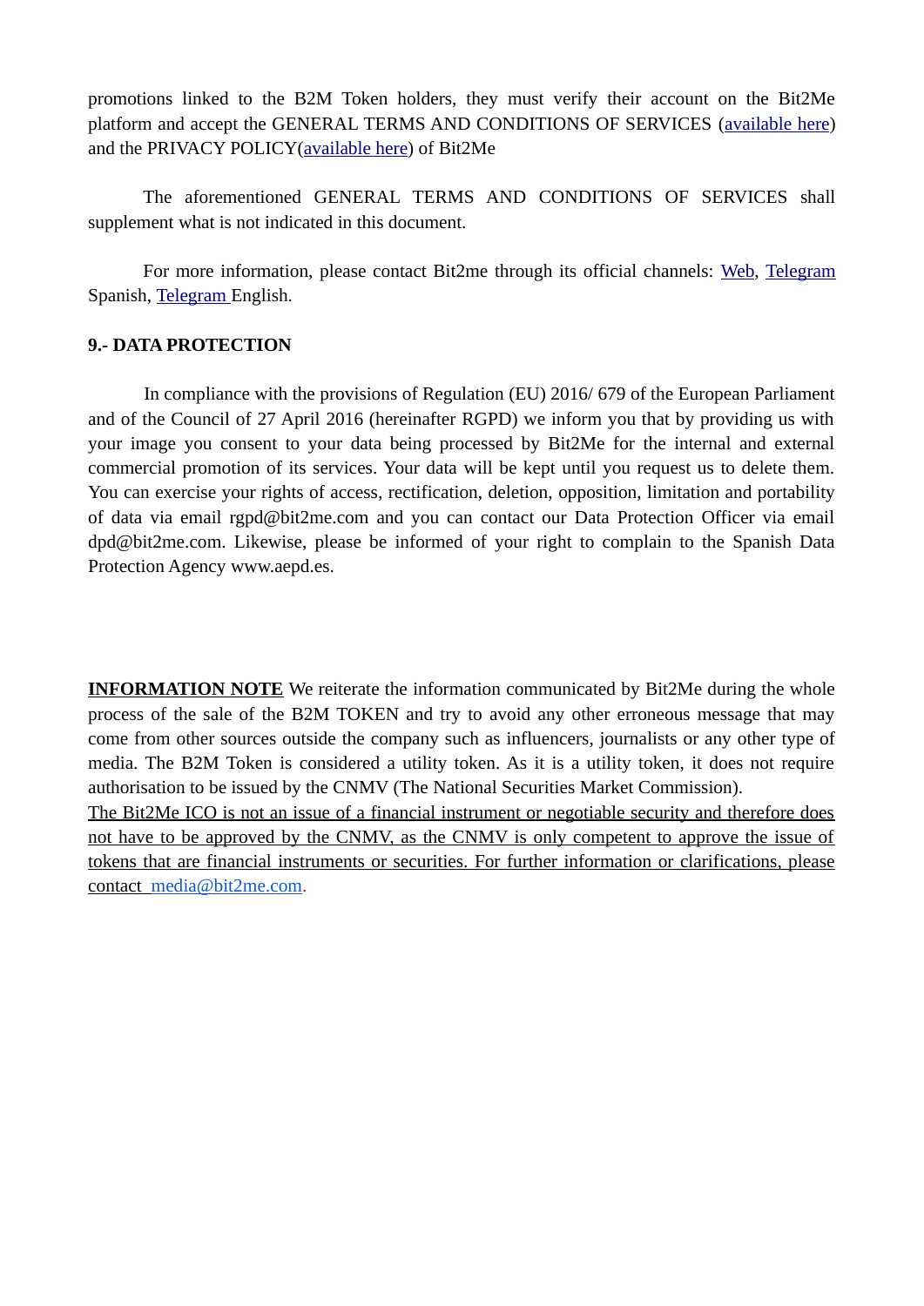promotions linked to the B2M Token holders, they must verify their account on the Bit2Me platform and accept the GENERAL TERMS AND CONDITIONS OF SERVICES (available here) and the PRIVACY POLICY(available here) of Bit2Me

The aforementioned GENERAL TERMS AND CONDITIONS OF SERVICES shall supplement what is not indicated in this document.

For more information, please contact Bit2me through its official channels: Web, Telegram Spanish, Telegram English.

**9.- DATA PROTECTION**

In compliance with the provisions of Regulation (EU) 2016/ 679 of the European Parliament and of the Council of 27 April 2016 (hereinafter RGPD) we inform you that by providing us with your image you consent to your data being processed by Bit2Me for the internal and external commercial promotion of its services. Your data will be kept until you request us to delete them. You can exercise your rights of access, rectification, deletion, opposition, limitation and portability of data via email rgpd@bit2me.com and you can contact our Data Protection Officer via email dpd@bit2me.com. Likewise, please be informed of your right to complain to the Spanish Data Protection Agency www.aepd.es.

**INFORMATION NOTE** We reiterate the information communicated by Bit2Me during the whole process of the sale of the B2M TOKEN and try to avoid any other erroneous message that may come from other sources outside the company such as influencers, journalists or any other type of media. The B2M Token is considered a utility token. As it is a utility token, it does not require authorisation to be issued by the CNMV (The National Securities Market Commission).
The Bit2Me ICO is not an issue of a financial instrument or negotiable security and therefore does not have to be approved by the CNMV, as the CNMV is only competent to approve the issue of tokens that are financial instruments or securities. For further information or clarifications, please contact media@bit2me.com.